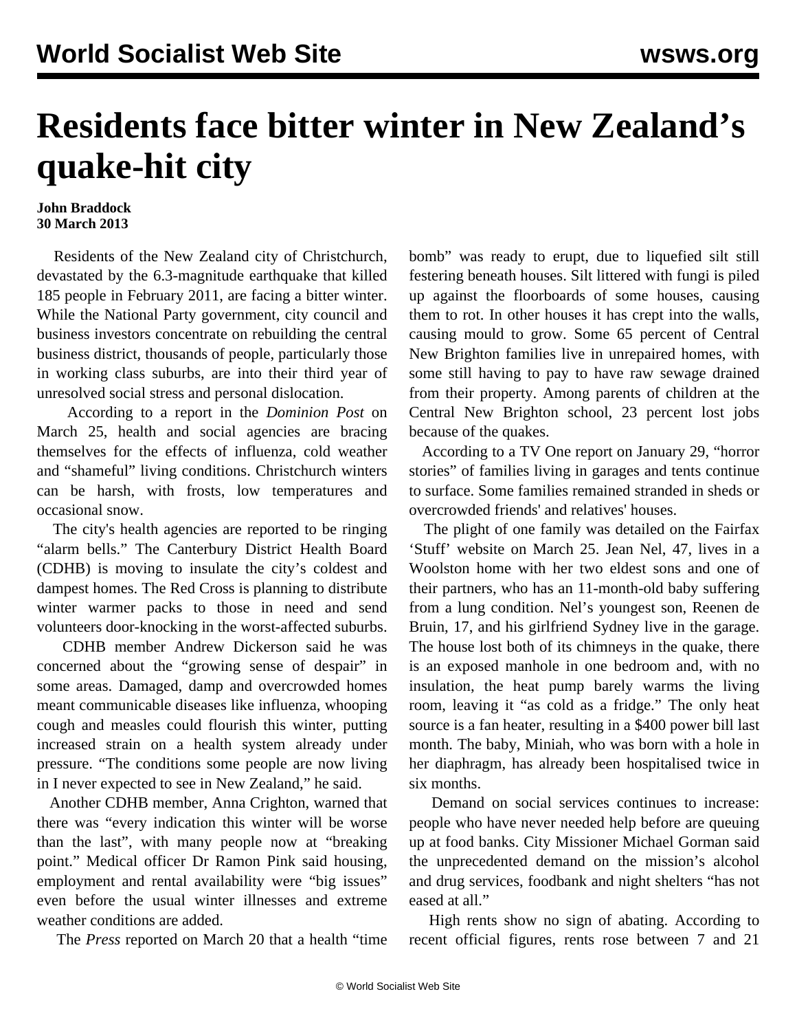# Residents face bitter winter in New Zealand’s quake-hit city

**John Braddock**
**30 March 2013**

Residents of the New Zealand city of Christchurch, devastated by the 6.3-magnitude earthquake that killed 185 people in February 2011, are facing a bitter winter. While the National Party government, city council and business investors concentrate on rebuilding the central business district, thousands of people, particularly those in working class suburbs, are into their third year of unresolved social stress and personal dislocation.

According to a report in the *Dominion Post* on March 25, health and social agencies are bracing themselves for the effects of influenza, cold weather and “shameful” living conditions. Christchurch winters can be harsh, with frosts, low temperatures and occasional snow.

The city's health agencies are reported to be ringing “alarm bells.” The Canterbury District Health Board (CDHB) is moving to insulate the city’s coldest and dampest homes. The Red Cross is planning to distribute winter warmer packs to those in need and send volunteers door-knocking in the worst-affected suburbs.

CDHB member Andrew Dickerson said he was concerned about the “growing sense of despair” in some areas. Damaged, damp and overcrowded homes meant communicable diseases like influenza, whooping cough and measles could flourish this winter, putting increased strain on a health system already under pressure. “The conditions some people are now living in I never expected to see in New Zealand,” he said.

Another CDHB member, Anna Crighton, warned that there was “every indication this winter will be worse than the last”, with many people now at “breaking point.” Medical officer Dr Ramon Pink said housing, employment and rental availability were “big issues” even before the usual winter illnesses and extreme weather conditions are added.

The *Press* reported on March 20 that a health “time bomb” was ready to erupt, due to liquefied silt still festering beneath houses. Silt littered with fungi is piled up against the floorboards of some houses, causing them to rot. In other houses it has crept into the walls, causing mould to grow. Some 65 percent of Central New Brighton families live in unrepaired homes, with some still having to pay to have raw sewage drained from their property. Among parents of children at the Central New Brighton school, 23 percent lost jobs because of the quakes.

According to a TV One report on January 29, “horror stories” of families living in garages and tents continue to surface. Some families remained stranded in sheds or overcrowded friends' and relatives' houses.

The plight of one family was detailed on the Fairfax ‘Stuff’ website on March 25. Jean Nel, 47, lives in a Woolston home with her two eldest sons and one of their partners, who has an 11-month-old baby suffering from a lung condition. Nel’s youngest son, Reenen de Bruin, 17, and his girlfriend Sydney live in the garage. The house lost both of its chimneys in the quake, there is an exposed manhole in one bedroom and, with no insulation, the heat pump barely warms the living room, leaving it “as cold as a fridge.” The only heat source is a fan heater, resulting in a $400 power bill last month. The baby, Miniah, who was born with a hole in her diaphragm, has already been hospitalised twice in six months.

Demand on social services continues to increase: people who have never needed help before are queuing up at food banks. City Missioner Michael Gorman said the unprecedented demand on the mission’s alcohol and drug services, foodbank and night shelters “has not eased at all.”

High rents show no sign of abating. According to recent official figures, rents rose between 7 and 21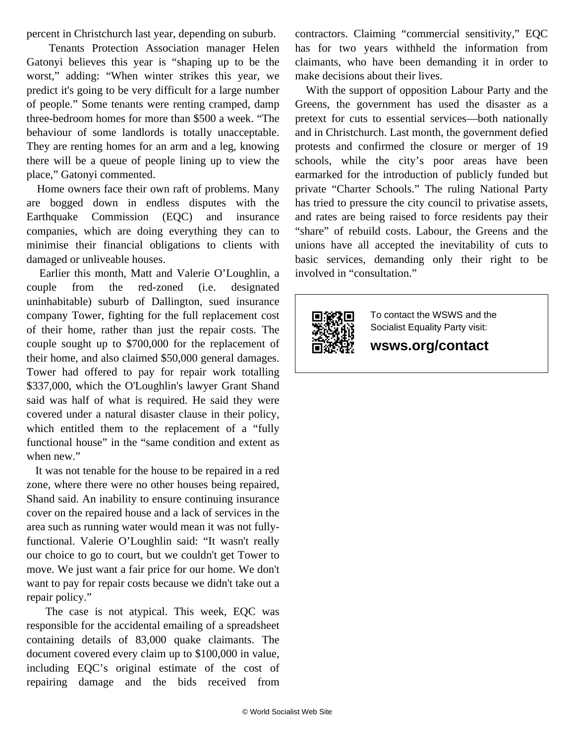percent in Christchurch last year, depending on suburb.

Tenants Protection Association manager Helen Gatonyi believes this year is "shaping up to be the worst," adding: "When winter strikes this year, we predict it's going to be very difficult for a large number of people." Some tenants were renting cramped, damp three-bedroom homes for more than $500 a week. "The behaviour of some landlords is totally unacceptable. They are renting homes for an arm and a leg, knowing there will be a queue of people lining up to view the place," Gatonyi commented.

Home owners face their own raft of problems. Many are bogged down in endless disputes with the Earthquake Commission (EQC) and insurance companies, which are doing everything they can to minimise their financial obligations to clients with damaged or unliveable houses.

Earlier this month, Matt and Valerie O'Loughlin, a couple from the red-zoned (i.e. designated uninhabitable) suburb of Dallington, sued insurance company Tower, fighting for the full replacement cost of their home, rather than just the repair costs. The couple sought up to $700,000 for the replacement of their home, and also claimed $50,000 general damages. Tower had offered to pay for repair work totalling $337,000, which the O'Loughlin's lawyer Grant Shand said was half of what is required. He said they were covered under a natural disaster clause in their policy, which entitled them to the replacement of a "fully functional house" in the "same condition and extent as when new."

It was not tenable for the house to be repaired in a red zone, where there were no other houses being repaired, Shand said. An inability to ensure continuing insurance cover on the repaired house and a lack of services in the area such as running water would mean it was not fully-functional. Valerie O'Loughlin said: "It wasn't really our choice to go to court, but we couldn't get Tower to move. We just want a fair price for our home. We don't want to pay for repair costs because we didn't take out a repair policy."

The case is not atypical. This week, EQC was responsible for the accidental emailing of a spreadsheet containing details of 83,000 quake claimants. The document covered every claim up to $100,000 in value, including EQC's original estimate of the cost of repairing damage and the bids received from contractors. Claiming "commercial sensitivity," EQC has for two years withheld the information from claimants, who have been demanding it in order to make decisions about their lives.

With the support of opposition Labour Party and the Greens, the government has used the disaster as a pretext for cuts to essential services—both nationally and in Christchurch. Last month, the government defied protests and confirmed the closure or merger of 19 schools, while the city's poor areas have been earmarked for the introduction of publicly funded but private "Charter Schools." The ruling National Party has tried to pressure the city council to privatise assets, and rates are being raised to force residents pay their "share" of rebuild costs. Labour, the Greens and the unions have all accepted the inevitability of cuts to basic services, demanding only their right to be involved in "consultation."

To contact the WSWS and the Socialist Equality Party visit:

**wsws.org/contact**